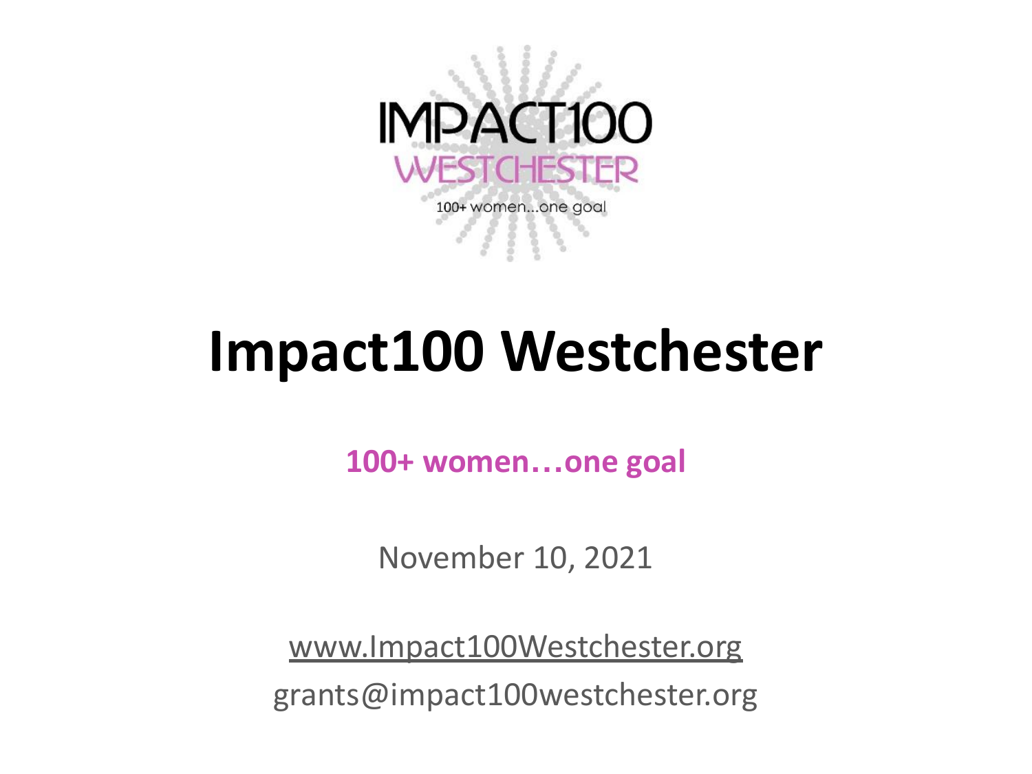IMPACT100 WESTCHESTER

100+ women...one goal

# Impact100 Westchester

**100+ women…one goal**

November 10, 2021

www.Impact100Westchester.org

grants@impact100westchester.org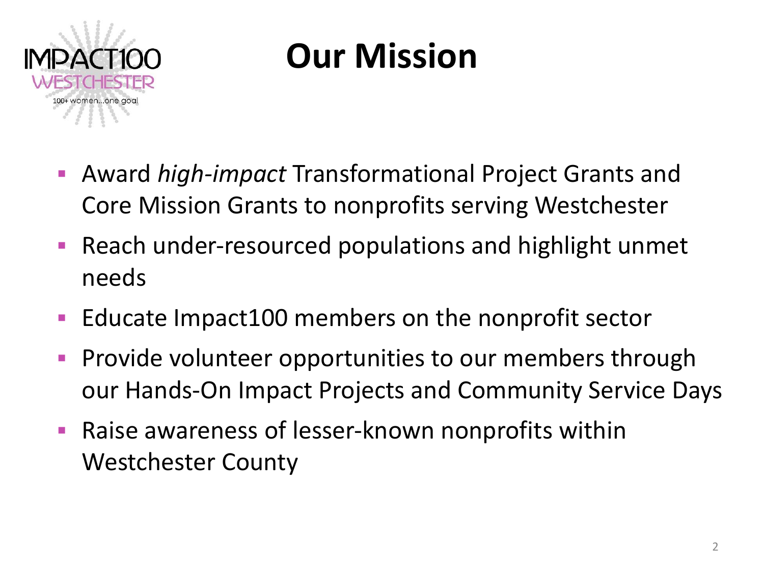# Our Mission

- Award *high-impact* Transformational Project Grants and Core Mission Grants to nonprofits serving Westchester
- Reach under-resourced populations and highlight unmet needs
- Educate Impact100 members on the nonprofit sector
- Provide volunteer opportunities to our members through our Hands-On Impact Projects and Community Service Days
- Raise awareness of lesser-known nonprofits within Westchester County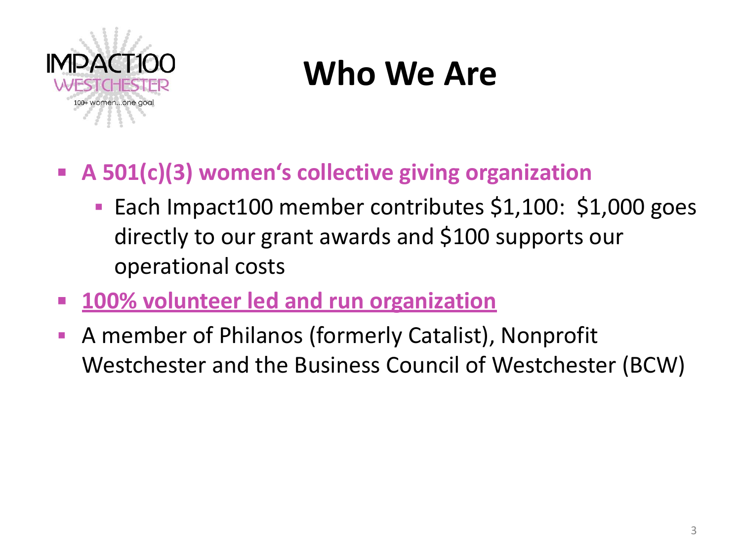# Who We Are

- **A 501(c)(3) women's collective giving organization**
  - Each Impact100 member contributes $1,100: $1,000 goes directly to our grant awards and $100 supports our operational costs
- **100% volunteer led and run organization**
- A member of Philanos (formerly Catalist), Nonprofit Westchester and the Business Council of Westchester (BCW)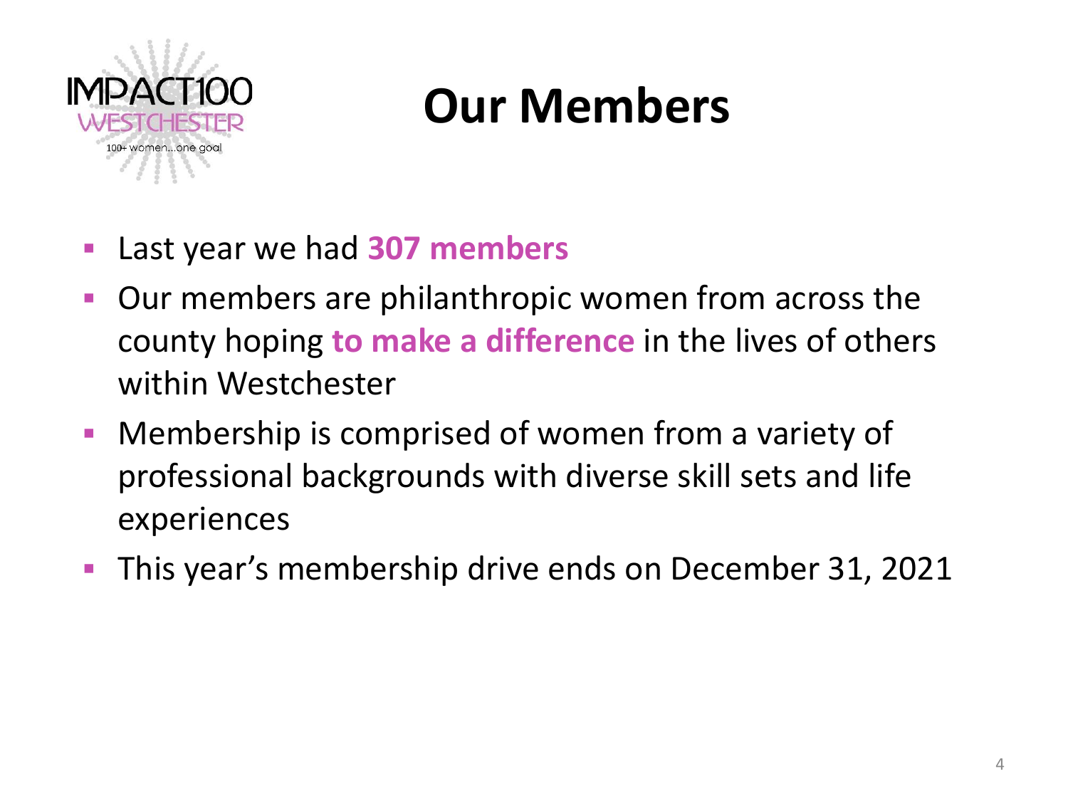# Our Members

- Last year we had **307 members**
- Our members are philanthropic women from across the county hoping **to make a difference** in the lives of others within Westchester
- Membership is comprised of women from a variety of professional backgrounds with diverse skill sets and life experiences
- This year's membership drive ends on December 31, 2021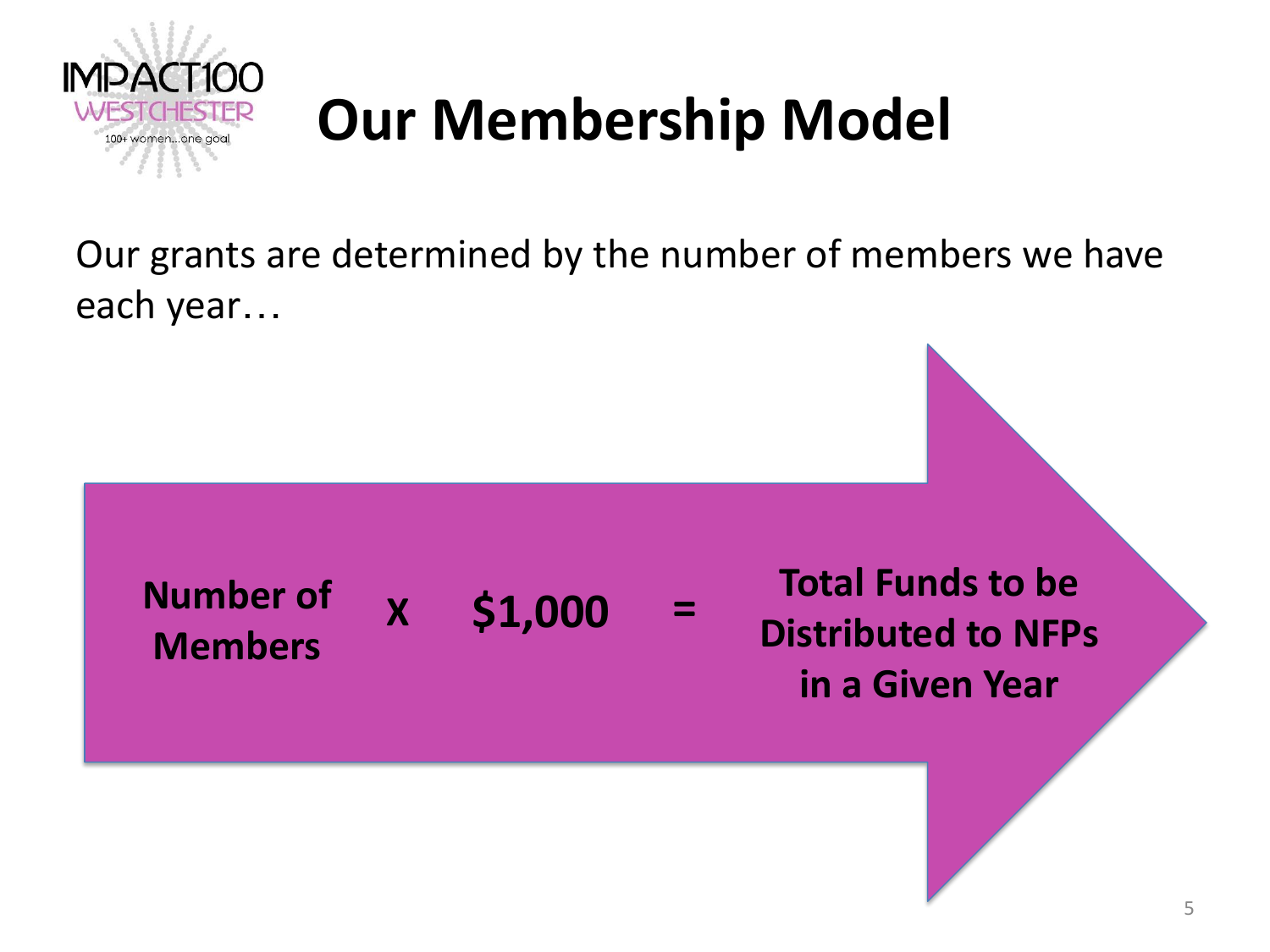# Our Membership Model

Our grants are determined by the number of members we have each year…

**Number of Members** **X** **$1,000** **=** **Total Funds to be Distributed to NFPs in a Given Year**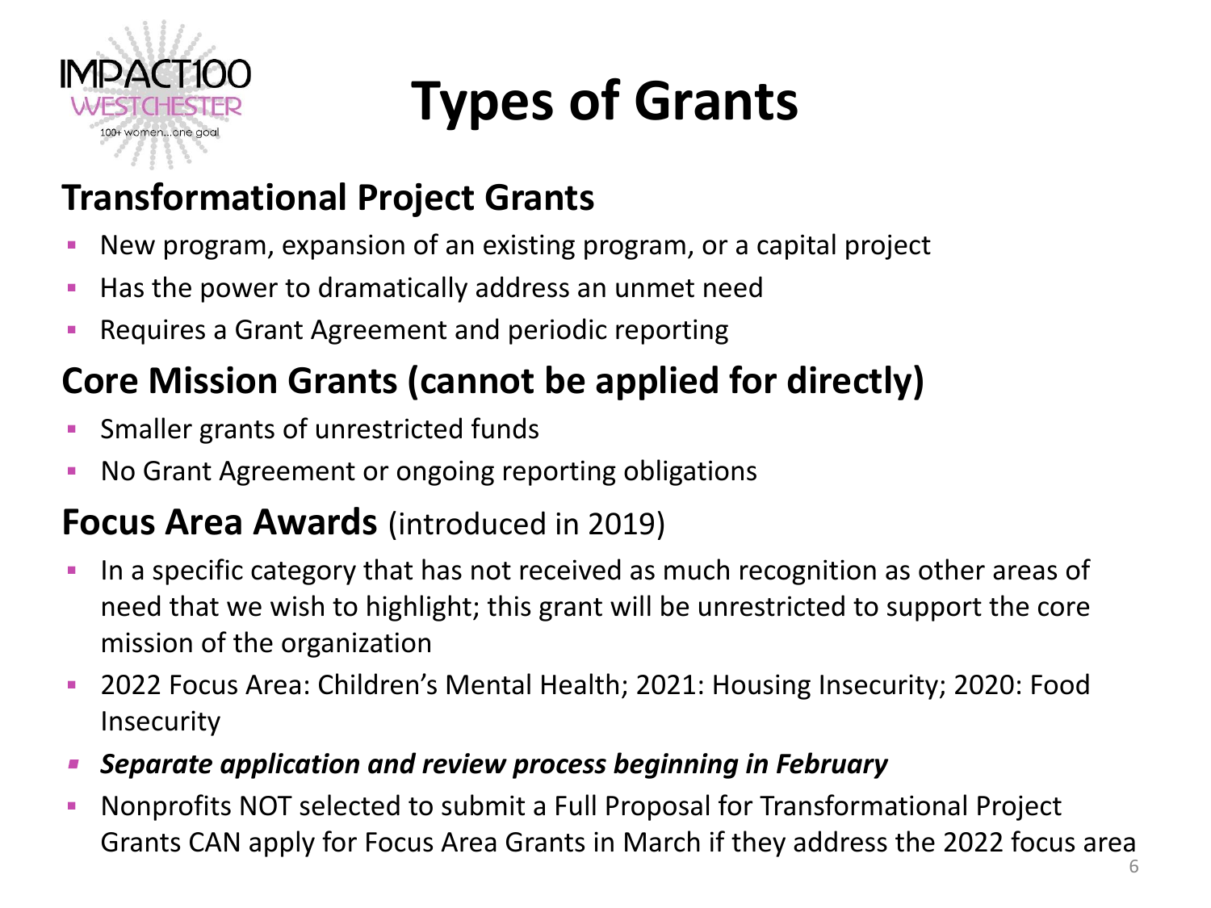# Types of Grants

## Transformational Project Grants

- New program, expansion of an existing program, or a capital project
- Has the power to dramatically address an unmet need
- Requires a Grant Agreement and periodic reporting

## Core Mission Grants (cannot be applied for directly)

- Smaller grants of unrestricted funds
- No Grant Agreement or ongoing reporting obligations

## **Focus Area Awards** (introduced in 2019)

- In a specific category that has not received as much recognition as other areas of need that we wish to highlight; this grant will be unrestricted to support the core mission of the organization
- 2022 Focus Area: Children's Mental Health; 2021: Housing Insecurity; 2020: Food Insecurity
- ***Separate application and review process beginning in February***
- Nonprofits NOT selected to submit a Full Proposal for Transformational Project Grants CAN apply for Focus Area Grants in March if they address the 2022 focus area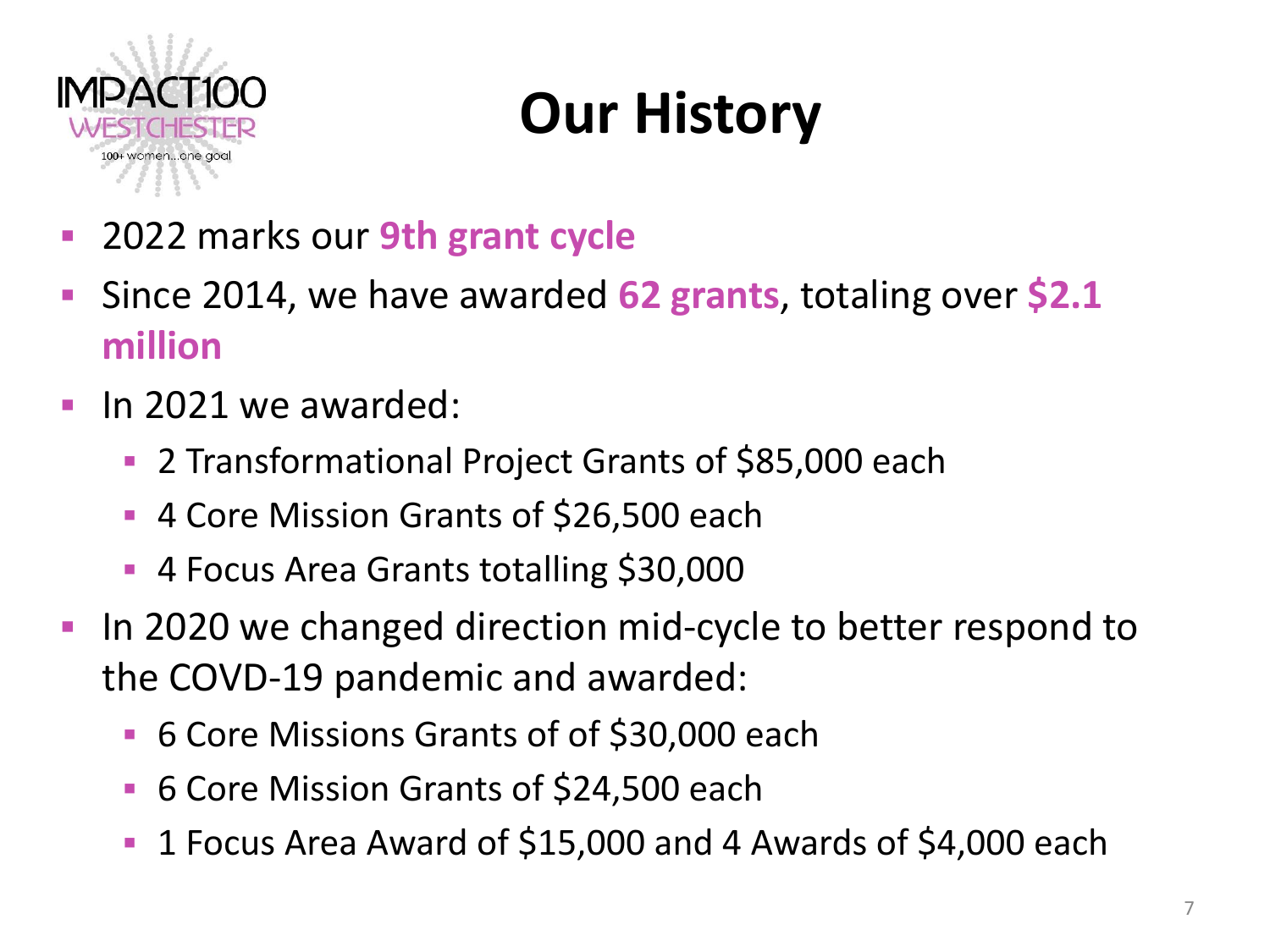# Our History

- 2022 marks our **9th grant cycle**
- Since 2014, we have awarded **62 grants**, totaling over **$2.1 million**
- In 2021 we awarded:
  - 2 Transformational Project Grants of $85,000 each
  - 4 Core Mission Grants of $26,500 each
  - 4 Focus Area Grants totalling $30,000
- In 2020 we changed direction mid-cycle to better respond to the COVD-19 pandemic and awarded:
  - 6 Core Missions Grants of of $30,000 each
  - 6 Core Mission Grants of $24,500 each
  - 1 Focus Area Award of $15,000 and 4 Awards of $4,000 each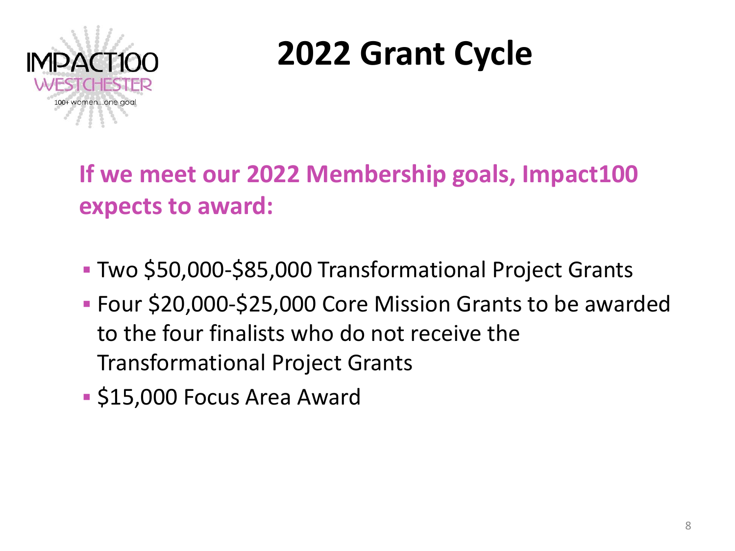# 2022 Grant Cycle

**If we meet our 2022 Membership goals, Impact100 expects to award:**

- Two $50,000-$85,000 Transformational Project Grants
- Four $20,000-$25,000 Core Mission Grants to be awarded to the four finalists who do not receive the Transformational Project Grants
- $15,000 Focus Area Award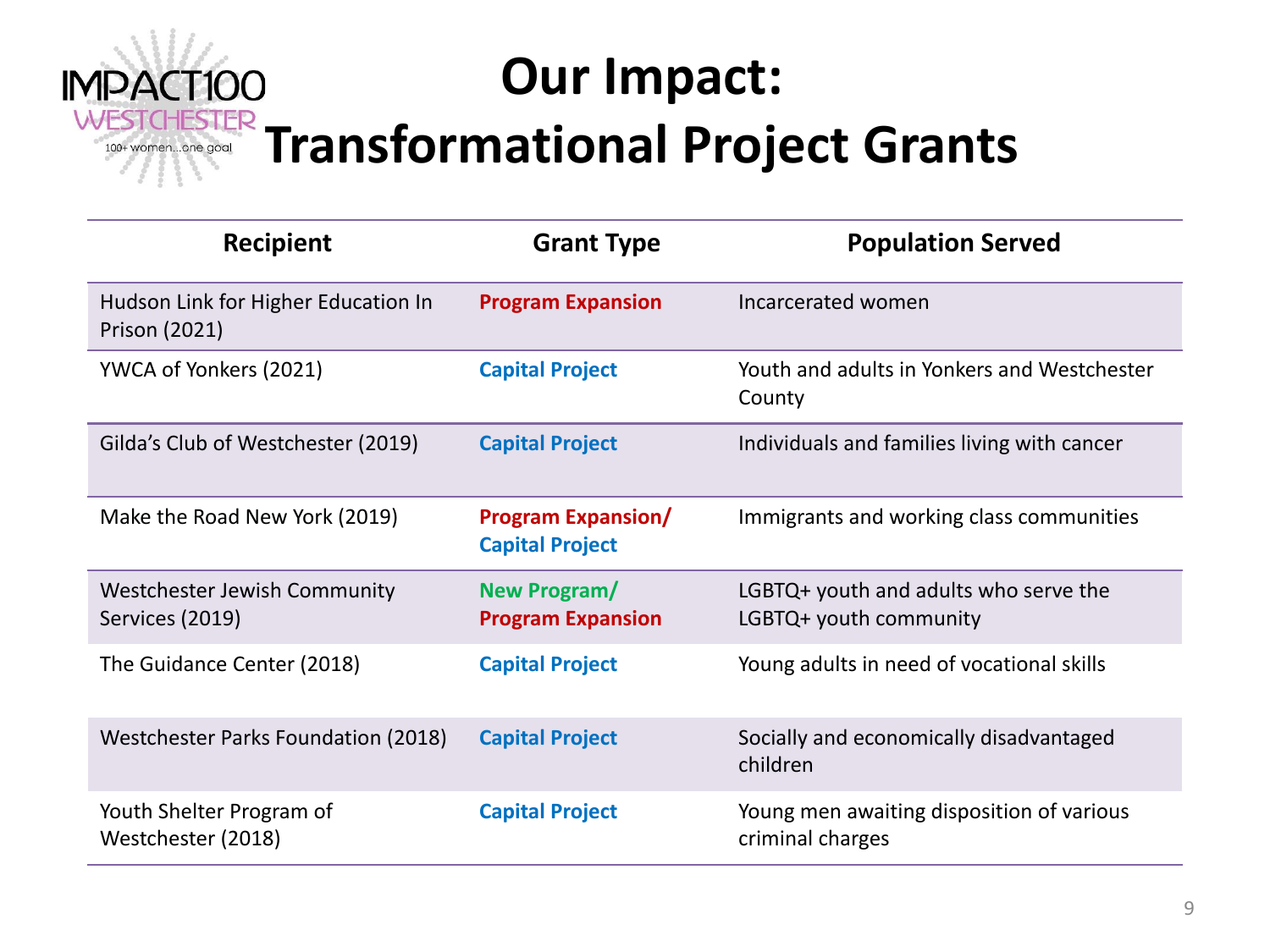IMPACT100 WESTCHESTER

100+ women...one goal

# Our Impact: Transformational Project Grants

| Recipient | Grant Type | Population Served |
|---|---|---|
| Hudson Link for Higher Education In Prison (2021) | **Program Expansion** | Incarcerated women |
| YWCA of Yonkers (2021) | **Capital Project** | Youth and adults in Yonkers and Westchester County |
| Gilda's Club of Westchester (2019) | **Capital Project** | Individuals and families living with cancer |
| Make the Road New York (2019) | **Program Expansion/ Capital Project** | Immigrants and working class communities |
| Westchester Jewish Community Services (2019) | **New Program/ Program Expansion** | LGBTQ+ youth and adults who serve the LGBTQ+ youth community |
| The Guidance Center (2018) | **Capital Project** | Young adults in need of vocational skills |
| Westchester Parks Foundation (2018) | **Capital Project** | Socially and economically disadvantaged children |
| Youth Shelter Program of Westchester (2018) | **Capital Project** | Young men awaiting disposition of various criminal charges |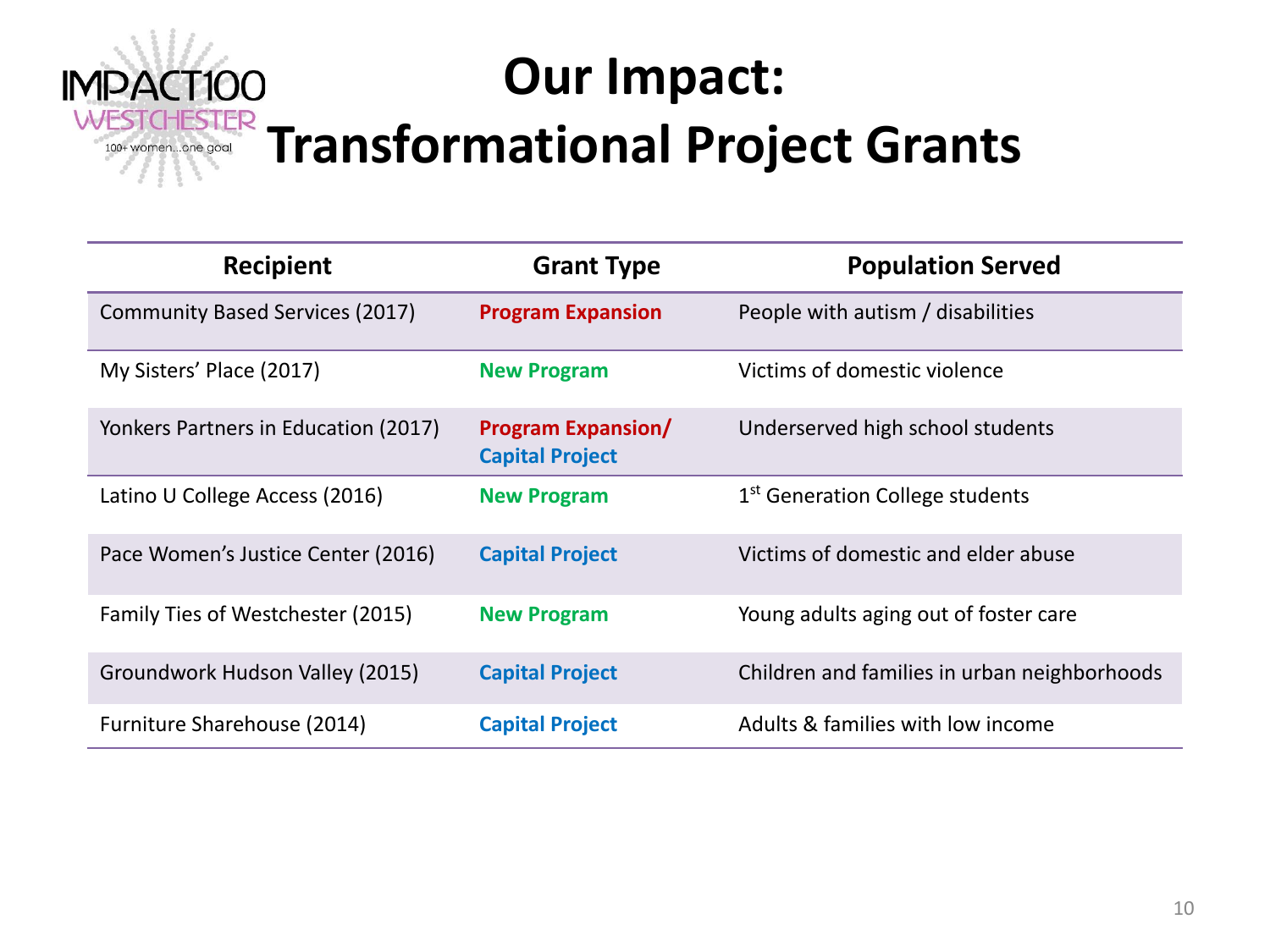# Our Impact: Transformational Project Grants

| Recipient | Grant Type | Population Served |
|---|---|---|
| Community Based Services (2017) | **Program Expansion** | People with autism / disabilities |
| My Sisters' Place (2017) | **New Program** | Victims of domestic violence |
| Yonkers Partners in Education (2017) | **Program Expansion/ Capital Project** | Underserved high school students |
| Latino U College Access (2016) | **New Program** | 1st Generation College students |
| Pace Women's Justice Center (2016) | **Capital Project** | Victims of domestic and elder abuse |
| Family Ties of Westchester (2015) | **New Program** | Young adults aging out of foster care |
| Groundwork Hudson Valley (2015) | **Capital Project** | Children and families in urban neighborhoods |
| Furniture Sharehouse (2014) | **Capital Project** | Adults & families with low income |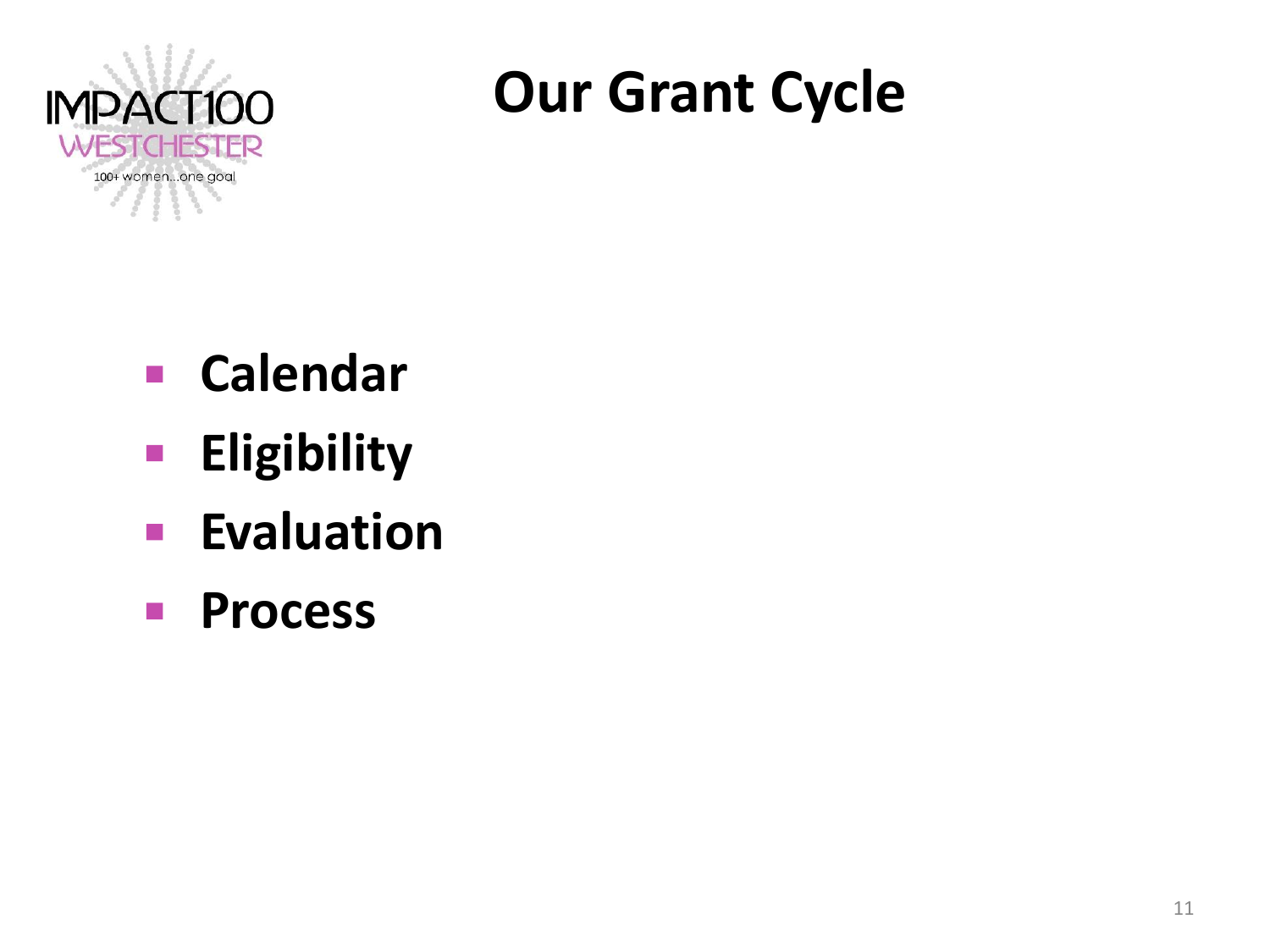# Our Grant Cycle

- **Calendar**
- **Eligibility**
- **Evaluation**
- **Process**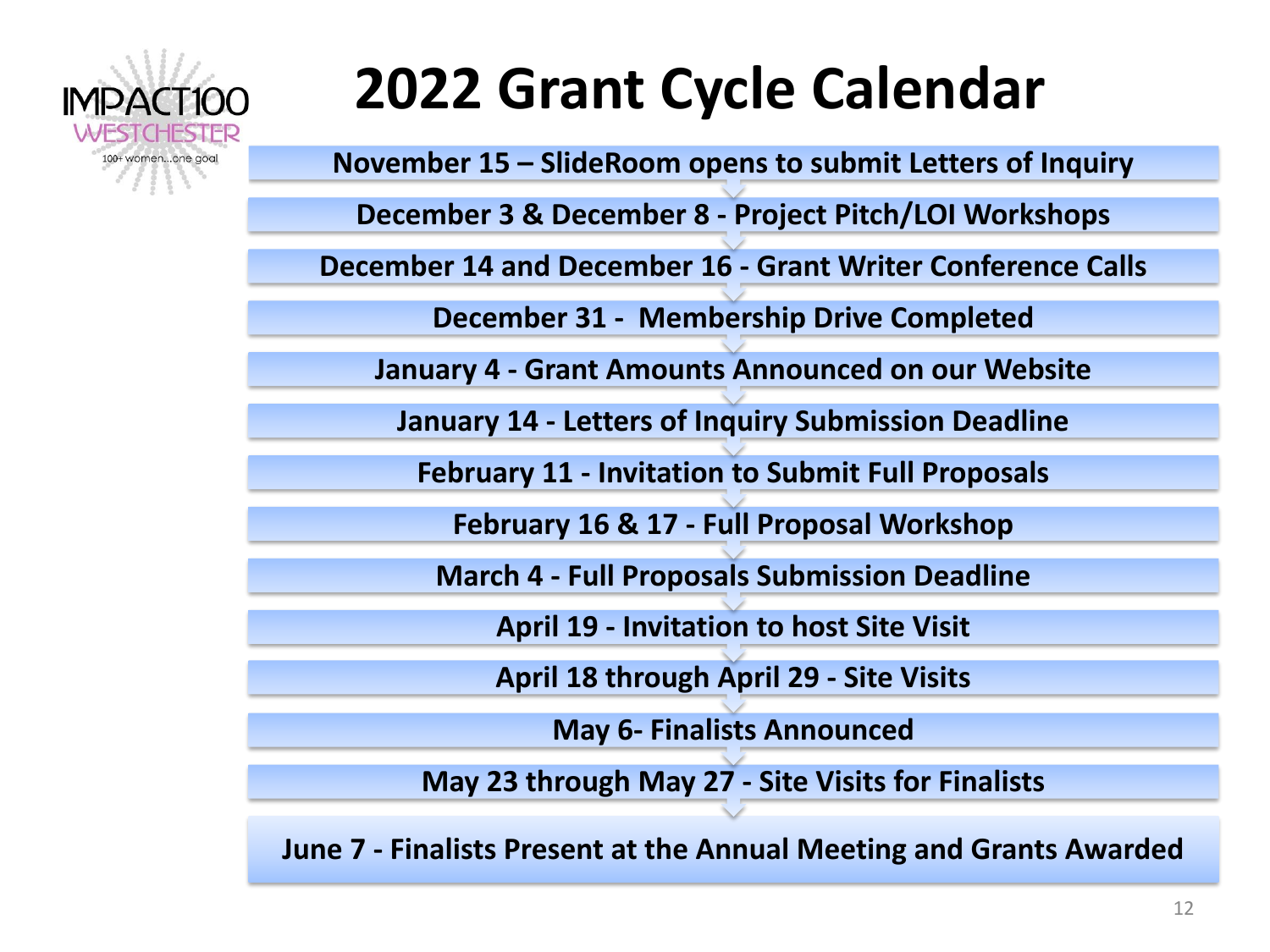IMPACT100 WESTCHESTER

100+ women...one goal

# 2022 Grant Cycle Calendar

- **November 15 – SlideRoom opens to submit Letters of Inquiry**
- **December 3 & December 8 - Project Pitch/LOI Workshops**
- **December 14 and December 16 - Grant Writer Conference Calls**
- **December 31 - Membership Drive Completed**
- **January 4 - Grant Amounts Announced on our Website**
- **January 14 - Letters of Inquiry Submission Deadline**
- **February 11 - Invitation to Submit Full Proposals**
- **February 16 & 17 - Full Proposal Workshop**
- **March 4 - Full Proposals Submission Deadline**
- **April 19 - Invitation to host Site Visit**
- **April 18 through April 29 - Site Visits**
- **May 6- Finalists Announced**
- **May 23 through May 27 - Site Visits for Finalists**
- **June 7 - Finalists Present at the Annual Meeting and Grants Awarded**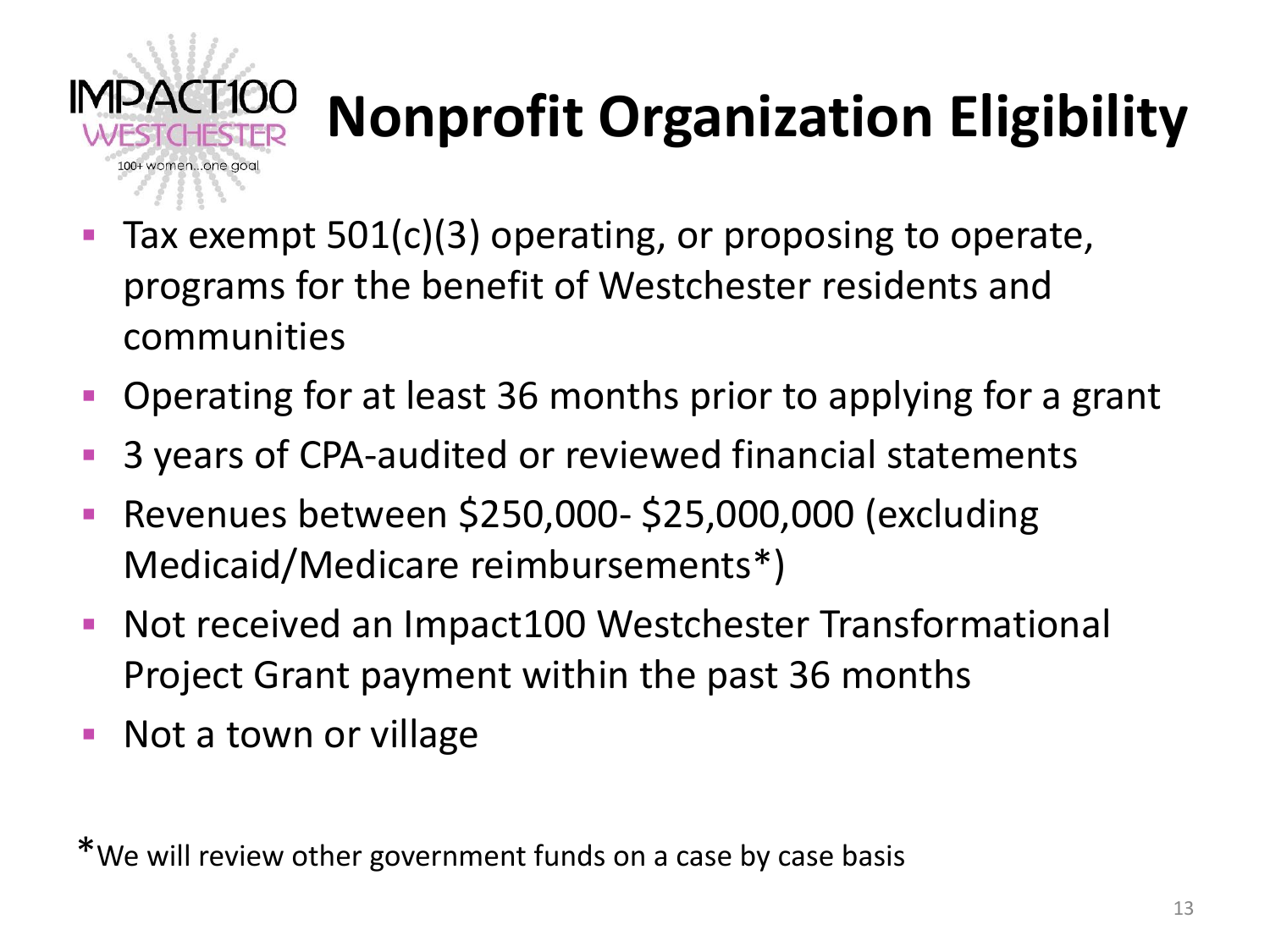# Nonprofit Organization Eligibility

- Tax exempt 501(c)(3) operating, or proposing to operate, programs for the benefit of Westchester residents and communities
- Operating for at least 36 months prior to applying for a grant
- 3 years of CPA-audited or reviewed financial statements
- Revenues between $250,000- $25,000,000 (excluding Medicaid/Medicare reimbursements*)
- Not received an Impact100 Westchester Transformational Project Grant payment within the past 36 months
- Not a town or village

*We will review other government funds on a case by case basis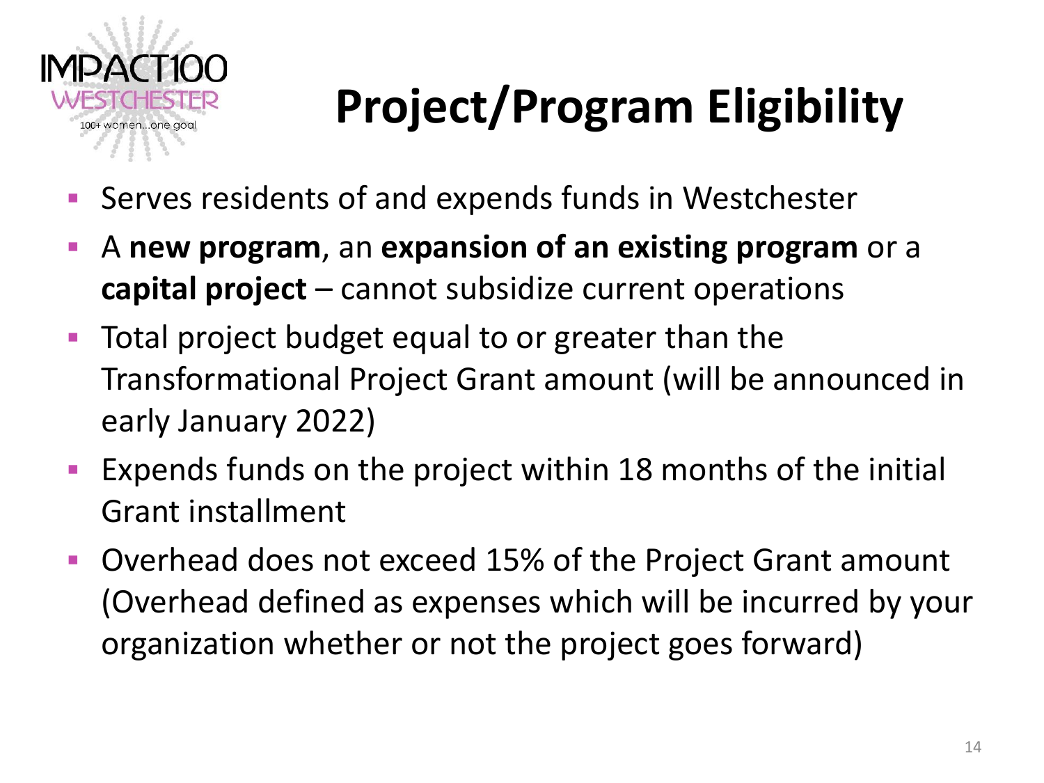# Project/Program Eligibility

- Serves residents of and expends funds in Westchester
- A **new program**, an **expansion of an existing program** or a **capital project** – cannot subsidize current operations
- Total project budget equal to or greater than the Transformational Project Grant amount (will be announced in early January 2022)
- Expends funds on the project within 18 months of the initial Grant installment
- Overhead does not exceed 15% of the Project Grant amount (Overhead defined as expenses which will be incurred by your organization whether or not the project goes forward)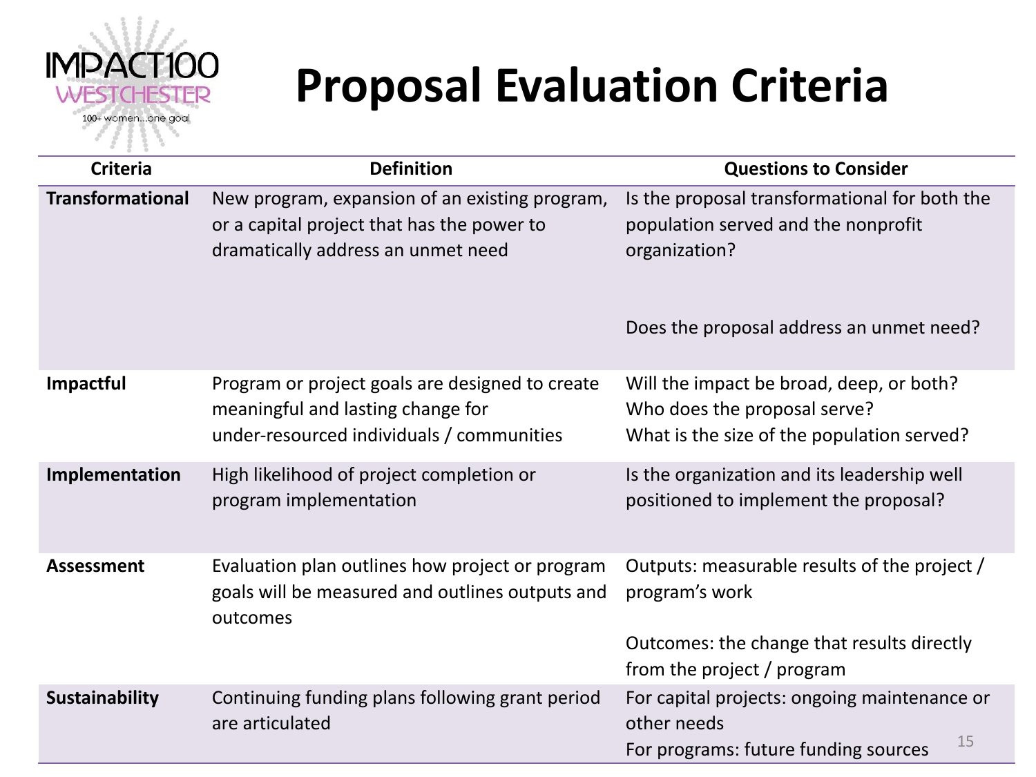# Proposal Evaluation Criteria

| Criteria | Definition | Questions to Consider |
| --- | --- | --- |
| **Transformational** | New program, expansion of an existing program, or a capital project that has the power to dramatically address an unmet need | Is the proposal transformational for both the population served and the nonprofit organization?<br><br>Does the proposal address an unmet need? |
| **Impactful** | Program or project goals are designed to create meaningful and lasting change for under-resourced individuals / communities | Will the impact be broad, deep, or both?<br>Who does the proposal serve?<br>What is the size of the population served? |
| **Implementation** | High likelihood of project completion or program implementation | Is the organization and its leadership well positioned to implement the proposal? |
| **Assessment** | Evaluation plan outlines how project or program goals will be measured and outlines outputs and outcomes | Outputs: measurable results of the project / program's work<br><br>Outcomes: the change that results directly from the project / program |
| **Sustainability** | Continuing funding plans following grant period are articulated | For capital projects: ongoing maintenance or other needs<br>For programs: future funding sources |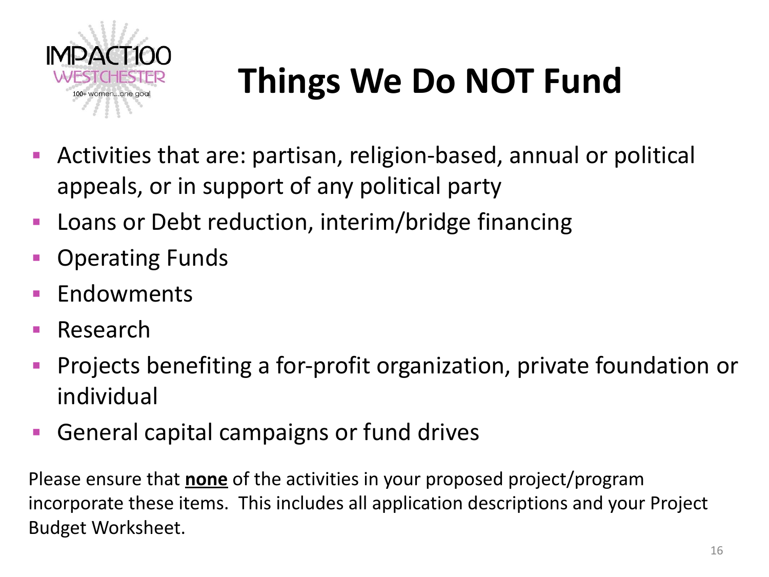# Things We Do NOT Fund

- Activities that are: partisan, religion-based, annual or political appeals, or in support of any political party
- Loans or Debt reduction, interim/bridge financing
- Operating Funds
- Endowments
- Research
- Projects benefiting a for-profit organization, private foundation or individual
- General capital campaigns or fund drives

Please ensure that **none** of the activities in your proposed project/program incorporate these items. This includes all application descriptions and your Project Budget Worksheet.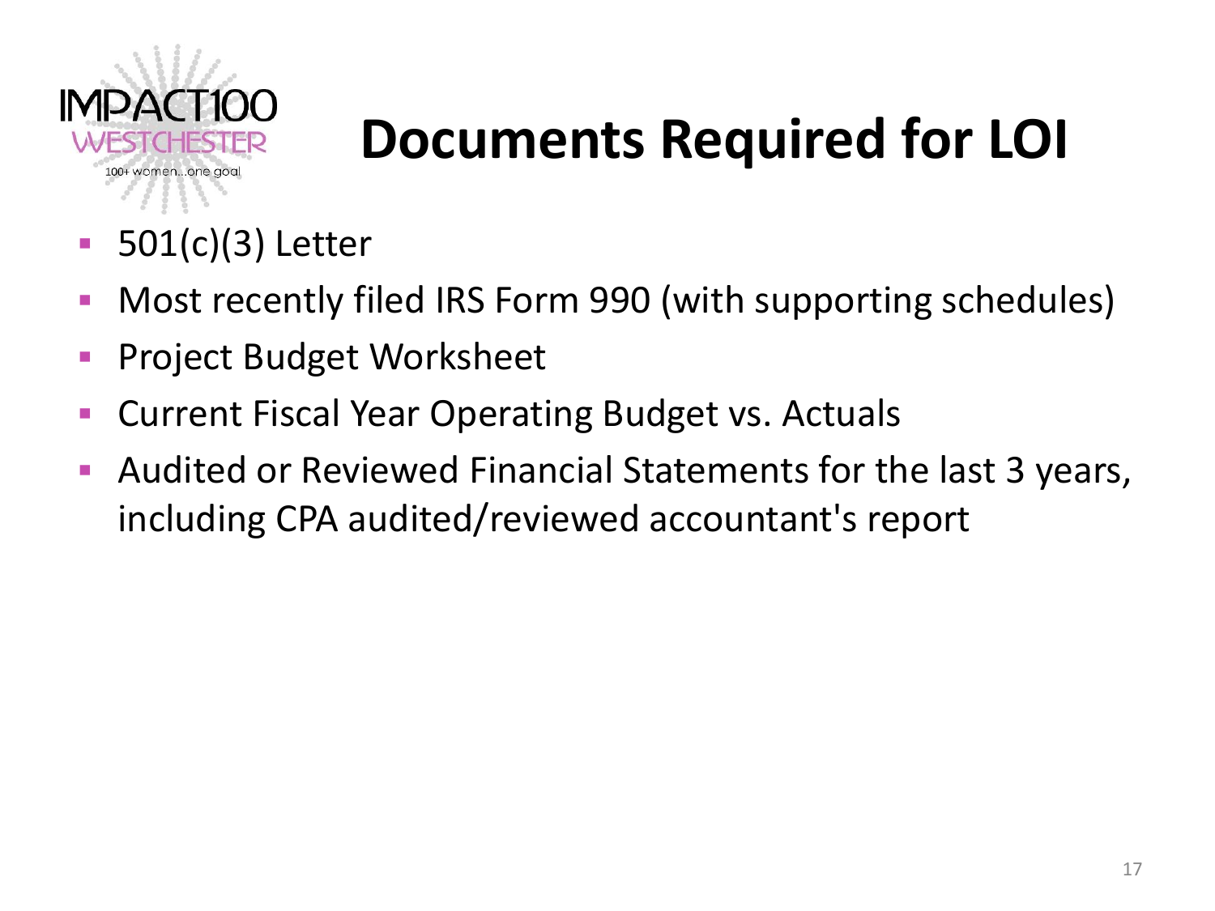# Documents Required for LOI

- 501(c)(3) Letter
- Most recently filed IRS Form 990 (with supporting schedules)
- Project Budget Worksheet
- Current Fiscal Year Operating Budget vs. Actuals
- Audited or Reviewed Financial Statements for the last 3 years, including CPA audited/reviewed accountant's report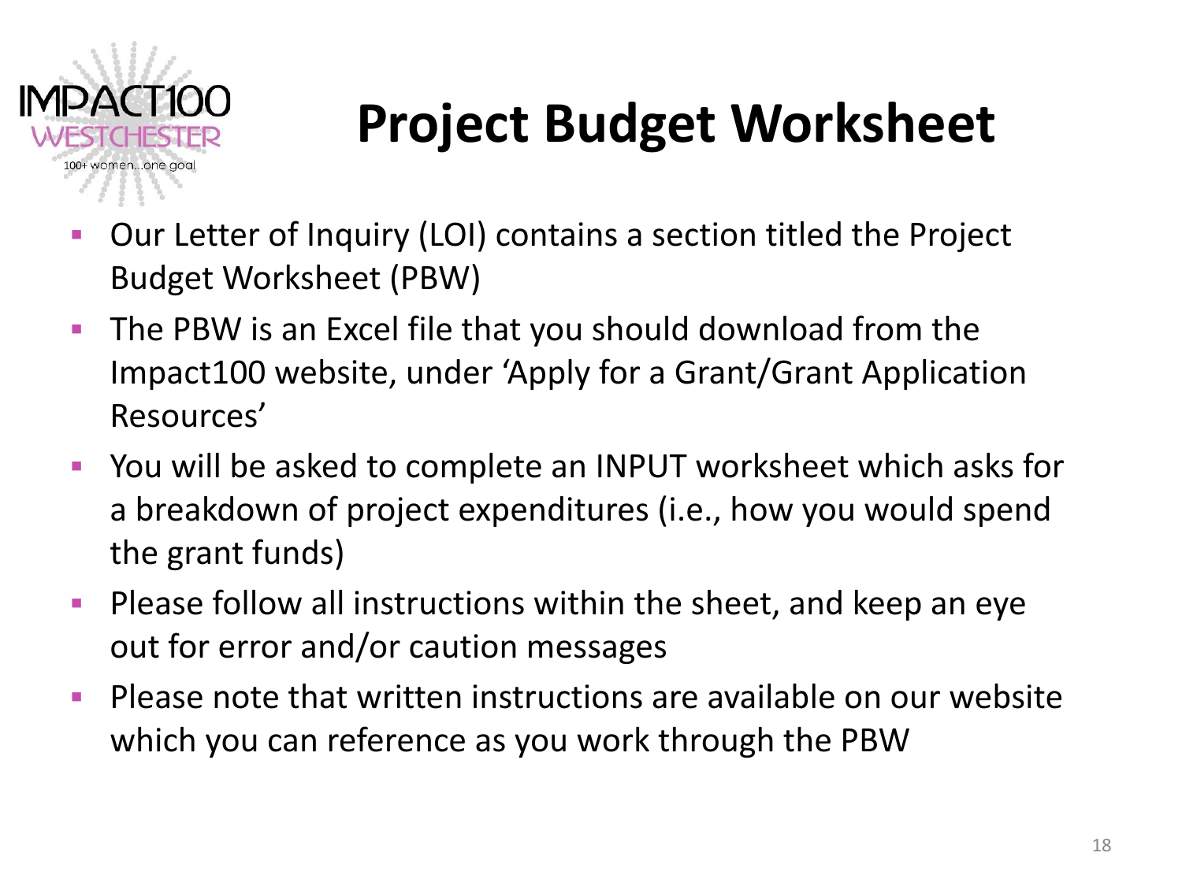# Project Budget Worksheet

- Our Letter of Inquiry (LOI) contains a section titled the Project Budget Worksheet (PBW)
- The PBW is an Excel file that you should download from the Impact100 website, under 'Apply for a Grant/Grant Application Resources'
- You will be asked to complete an INPUT worksheet which asks for a breakdown of project expenditures (i.e., how you would spend the grant funds)
- Please follow all instructions within the sheet, and keep an eye out for error and/or caution messages
- Please note that written instructions are available on our website which you can reference as you work through the PBW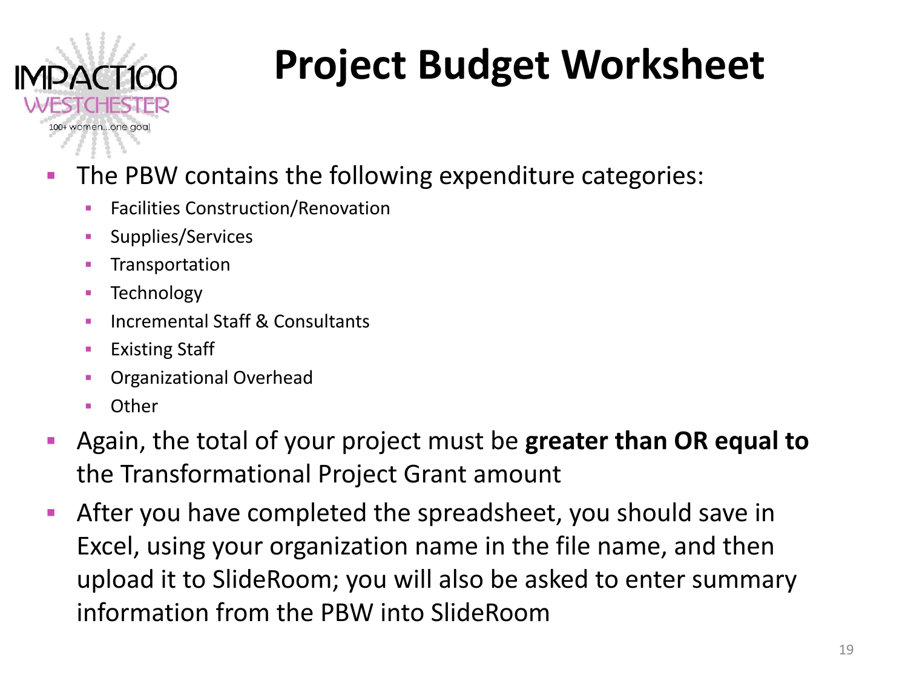# Project Budget Worksheet

- The PBW contains the following expenditure categories:
  - Facilities Construction/Renovation
  - Supplies/Services
  - Transportation
  - Technology
  - Incremental Staff & Consultants
  - Existing Staff
  - Organizational Overhead
  - Other
- Again, the total of your project must be **greater than OR equal to** the Transformational Project Grant amount
- After you have completed the spreadsheet, you should save in Excel, using your organization name in the file name, and then upload it to SlideRoom; you will also be asked to enter summary information from the PBW into SlideRoom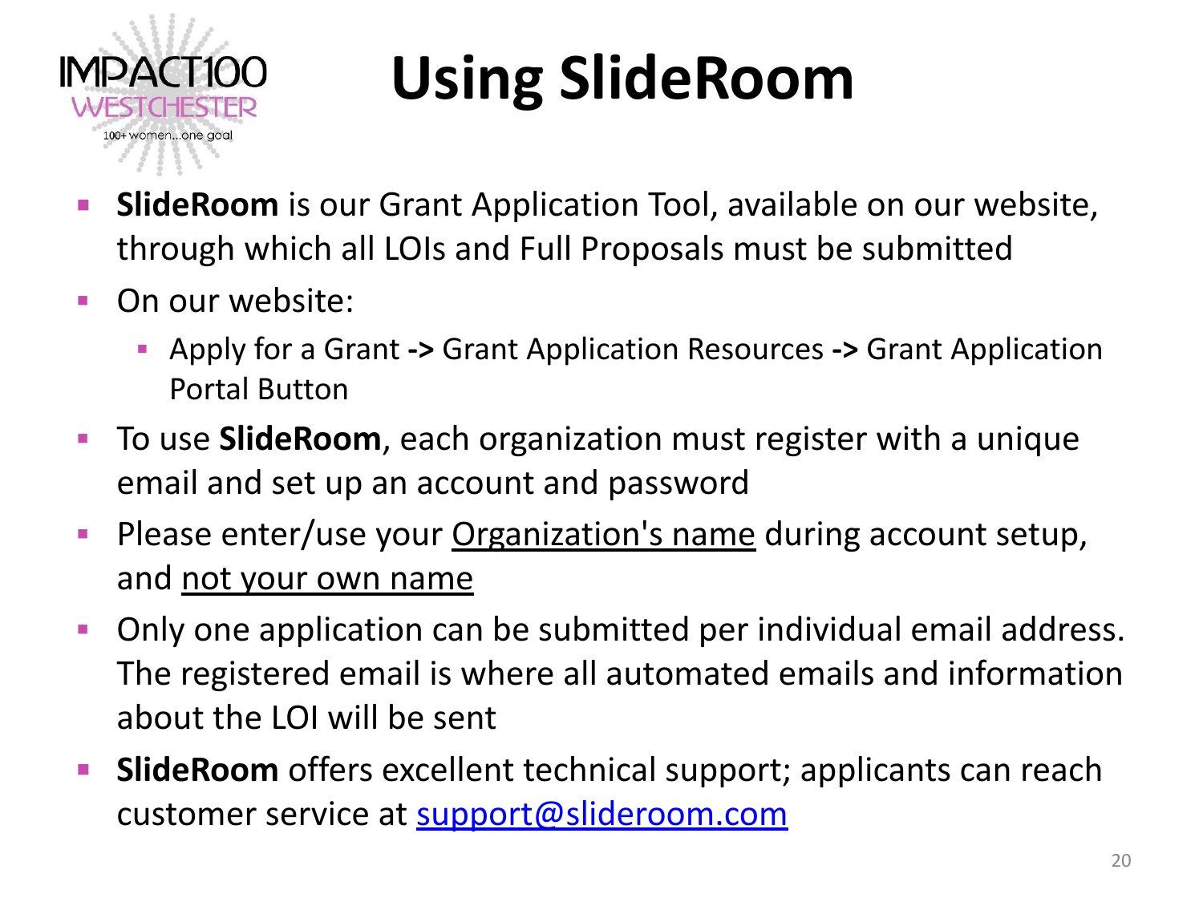# Using SlideRoom

- **SlideRoom** is our Grant Application Tool, available on our website, through which all LOIs and Full Proposals must be submitted
- On our website:
  - Apply for a Grant **->** Grant Application Resources **->** Grant Application Portal Button
- To use **SlideRoom**, each organization must register with a unique email and set up an account and password
- Please enter/use your <u>Organization's name</u> during account setup, and <u>not your own name</u>
- Only one application can be submitted per individual email address. The registered email is where all automated emails and information about the LOI will be sent
- **SlideRoom** offers excellent technical support; applicants can reach customer service at support@slideroom.com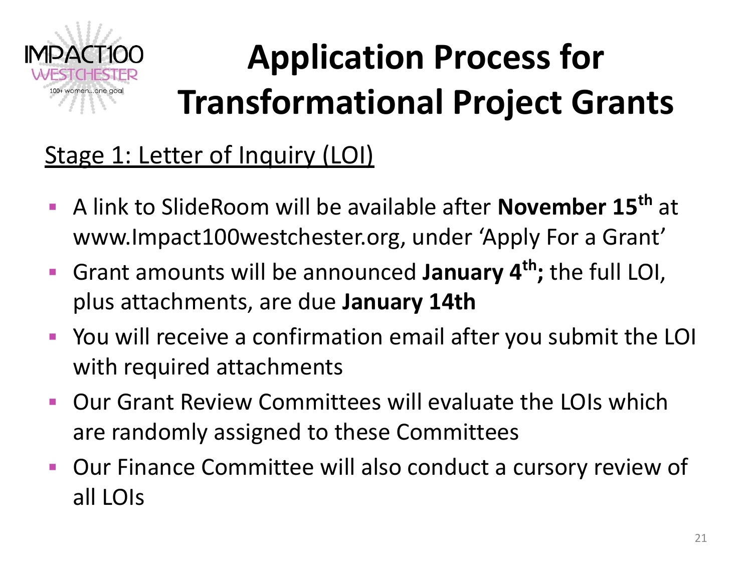# Application Process for Transformational Project Grants

## Stage 1: Letter of Inquiry (LOI)

- A link to SlideRoom will be available after **November 15th** at www.Impact100westchester.org, under 'Apply For a Grant'
- Grant amounts will be announced **January 4th;** the full LOI, plus attachments, are due **January 14th**
- You will receive a confirmation email after you submit the LOI with required attachments
- Our Grant Review Committees will evaluate the LOIs which are randomly assigned to these Committees
- Our Finance Committee will also conduct a cursory review of all LOIs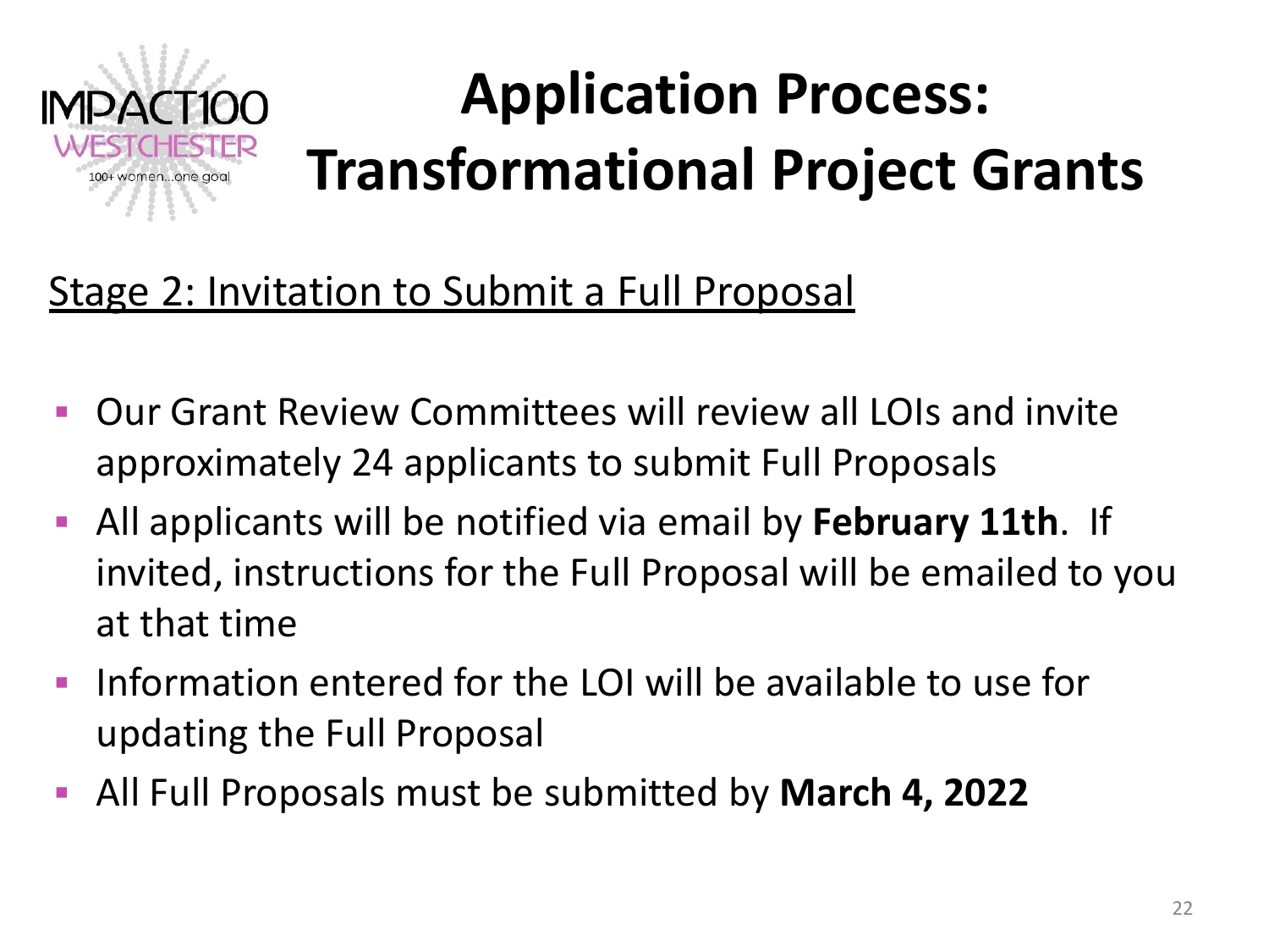# Application Process: Transformational Project Grants

## Stage 2: Invitation to Submit a Full Proposal

- Our Grant Review Committees will review all LOIs and invite approximately 24 applicants to submit Full Proposals
- All applicants will be notified via email by **February 11th**. If invited, instructions for the Full Proposal will be emailed to you at that time
- Information entered for the LOI will be available to use for updating the Full Proposal
- All Full Proposals must be submitted by **March 4, 2022**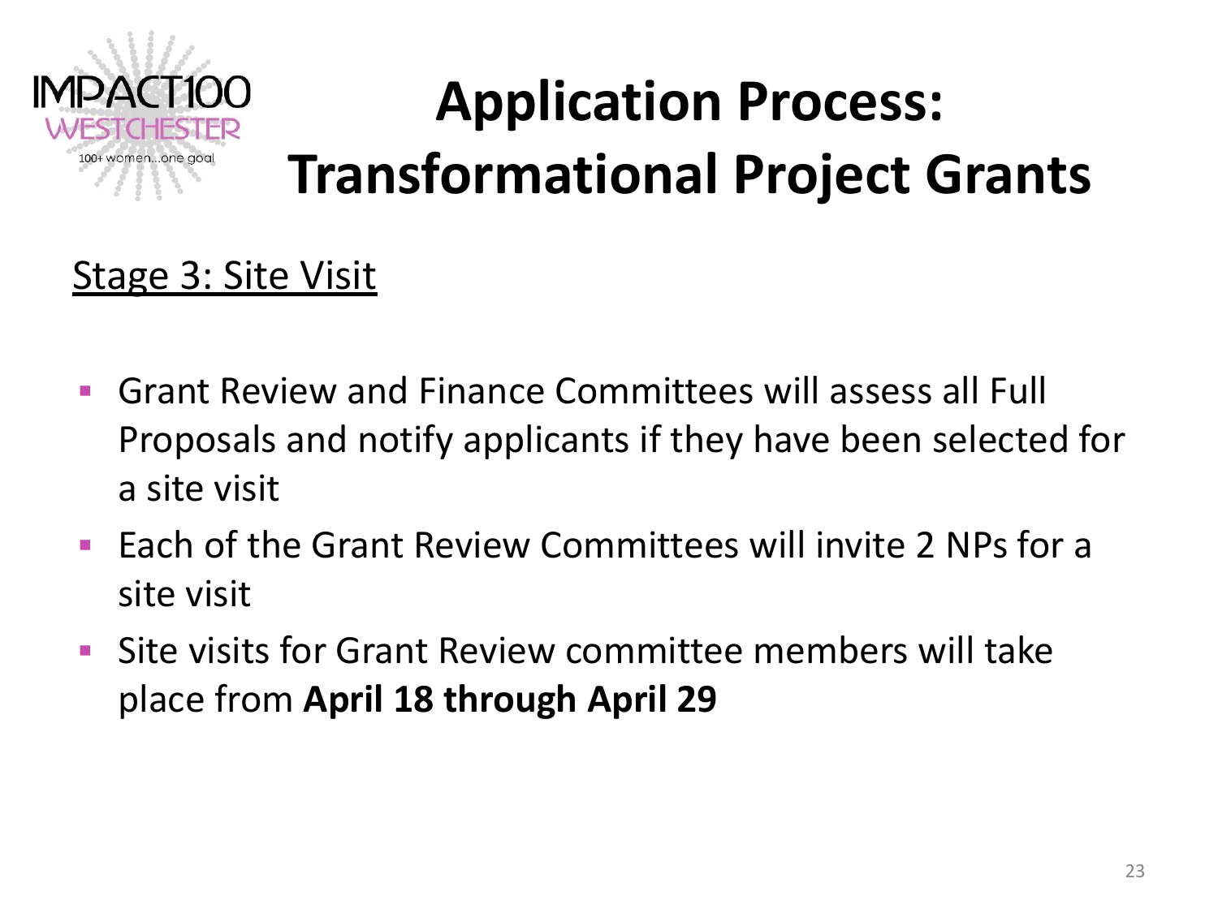# Application Process: Transformational Project Grants

Stage 3: Site Visit

- Grant Review and Finance Committees will assess all Full Proposals and notify applicants if they have been selected for a site visit
- Each of the Grant Review Committees will invite 2 NPs for a site visit
- Site visits for Grant Review committee members will take place from **April 18 through April 29**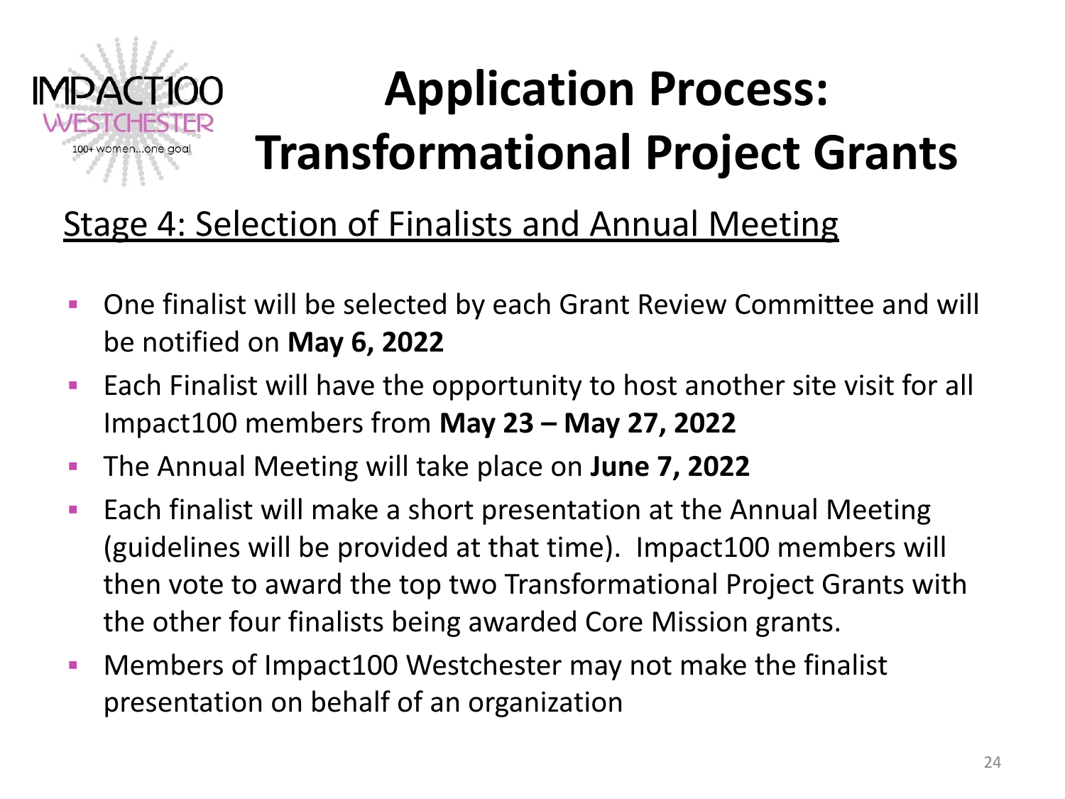IMPACT100 WESTCHESTER
100+ women...one goal

# Application Process: Transformational Project Grants

## Stage 4: Selection of Finalists and Annual Meeting

- One finalist will be selected by each Grant Review Committee and will be notified on **May 6, 2022**
- Each Finalist will have the opportunity to host another site visit for all Impact100 members from **May 23 – May 27, 2022**
- The Annual Meeting will take place on **June 7, 2022**
- Each finalist will make a short presentation at the Annual Meeting (guidelines will be provided at that time). Impact100 members will then vote to award the top two Transformational Project Grants with the other four finalists being awarded Core Mission grants.
- Members of Impact100 Westchester may not make the finalist presentation on behalf of an organization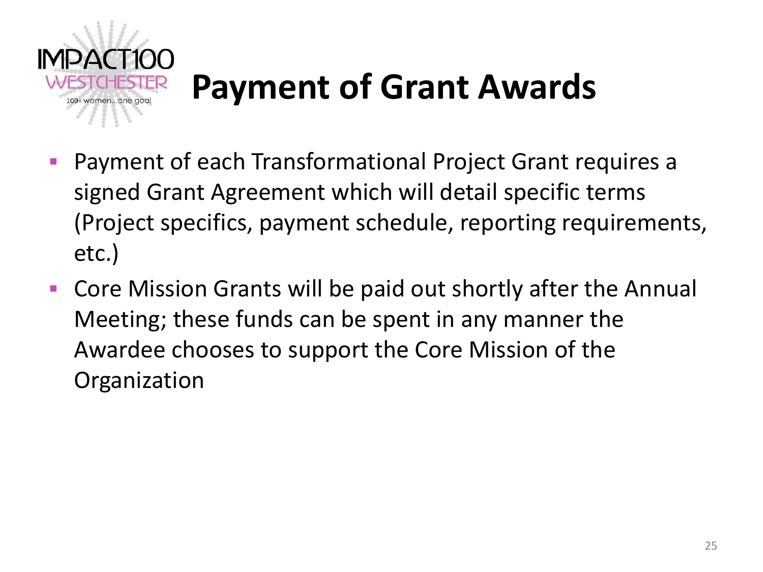# Payment of Grant Awards

- Payment of each Transformational Project Grant requires a signed Grant Agreement which will detail specific terms (Project specifics, payment schedule, reporting requirements, etc.)
- Core Mission Grants will be paid out shortly after the Annual Meeting; these funds can be spent in any manner the Awardee chooses to support the Core Mission of the Organization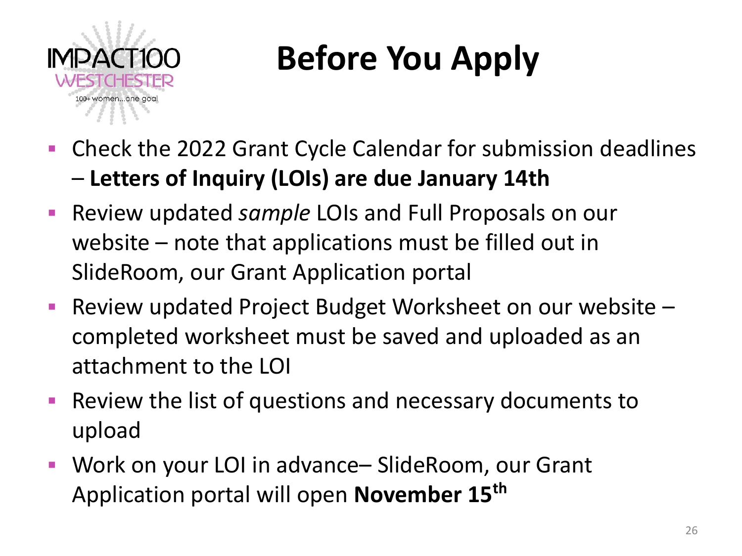# Before You Apply

- Check the 2022 Grant Cycle Calendar for submission deadlines – **Letters of Inquiry (LOIs) are due January 14th**
- Review updated *sample* LOIs and Full Proposals on our website – note that applications must be filled out in SlideRoom, our Grant Application portal
- Review updated Project Budget Worksheet on our website – completed worksheet must be saved and uploaded as an attachment to the LOI
- Review the list of questions and necessary documents to upload
- Work on your LOI in advance– SlideRoom, our Grant Application portal will open **November 15th**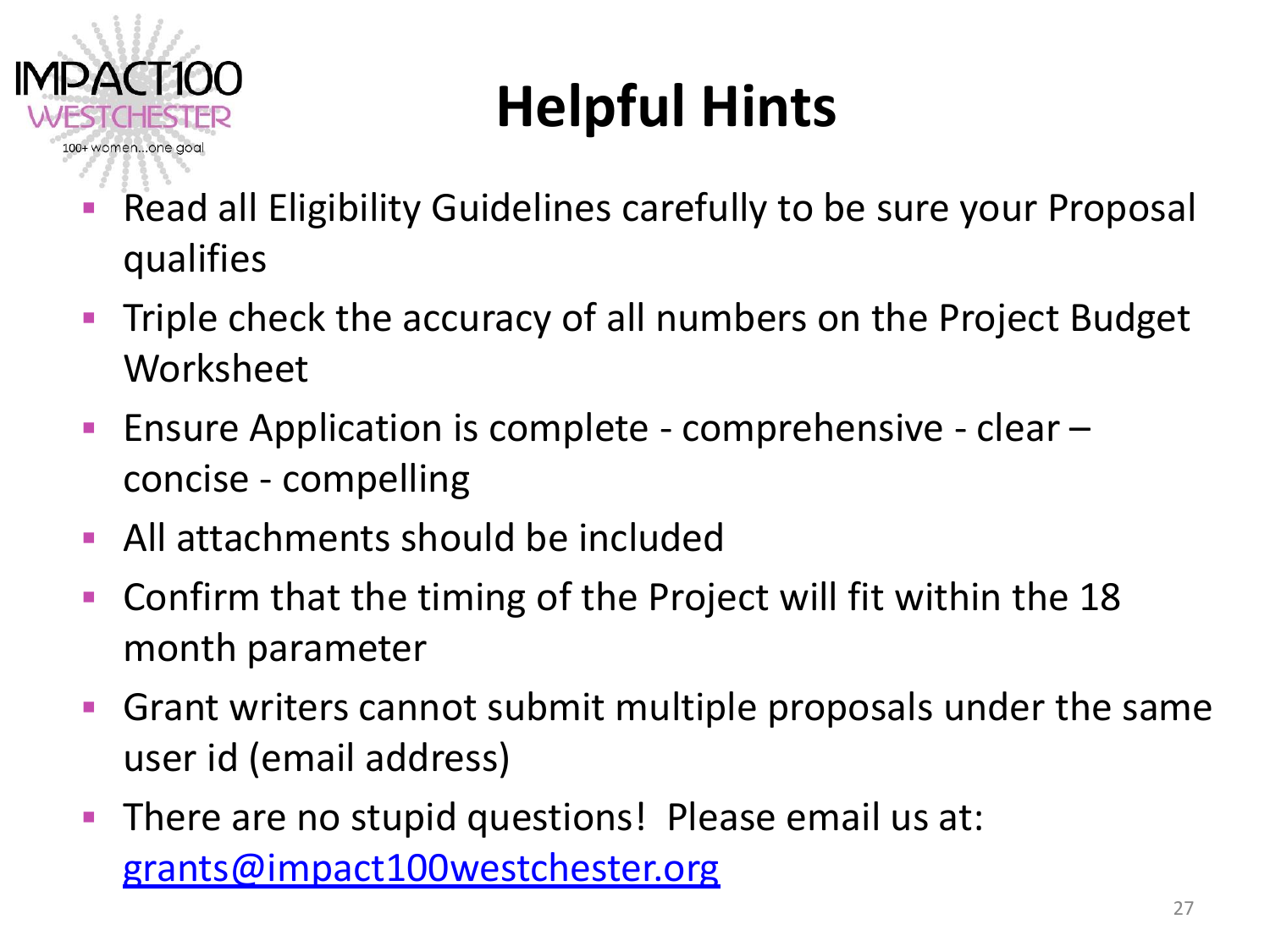# Helpful Hints

- Read all Eligibility Guidelines carefully to be sure your Proposal qualifies
- Triple check the accuracy of all numbers on the Project Budget Worksheet
- Ensure Application is complete - comprehensive - clear – concise - compelling
- All attachments should be included
- Confirm that the timing of the Project will fit within the 18 month parameter
- Grant writers cannot submit multiple proposals under the same user id (email address)
- There are no stupid questions! Please email us at: grants@impact100westchester.org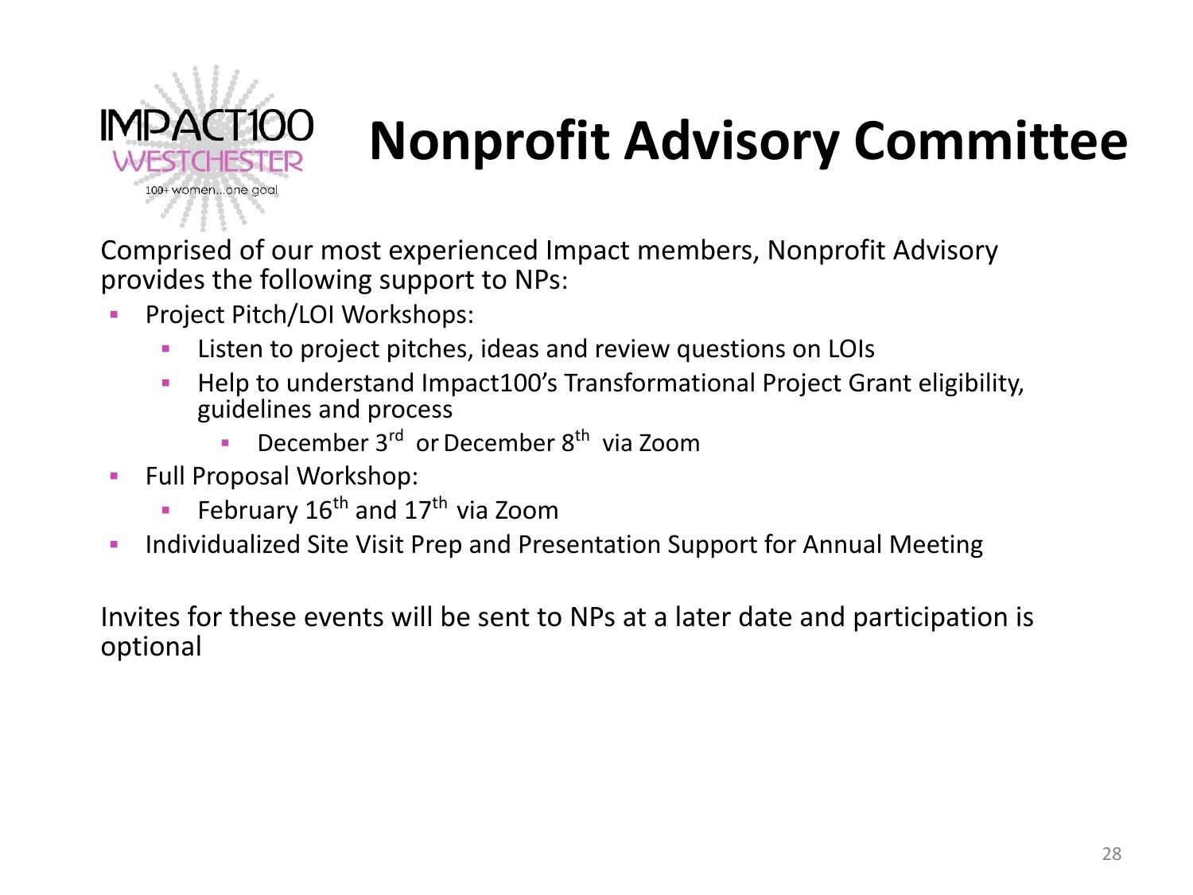# Nonprofit Advisory Committee

Comprised of our most experienced Impact members, Nonprofit Advisory provides the following support to NPs:

- Project Pitch/LOI Workshops:
  - Listen to project pitches, ideas and review questions on LOIs
  - Help to understand Impact100's Transformational Project Grant eligibility, guidelines and process
    - December 3rd or December 8th via Zoom
- Full Proposal Workshop:
  - February 16th and 17th via Zoom
- Individualized Site Visit Prep and Presentation Support for Annual Meeting

Invites for these events will be sent to NPs at a later date and participation is optional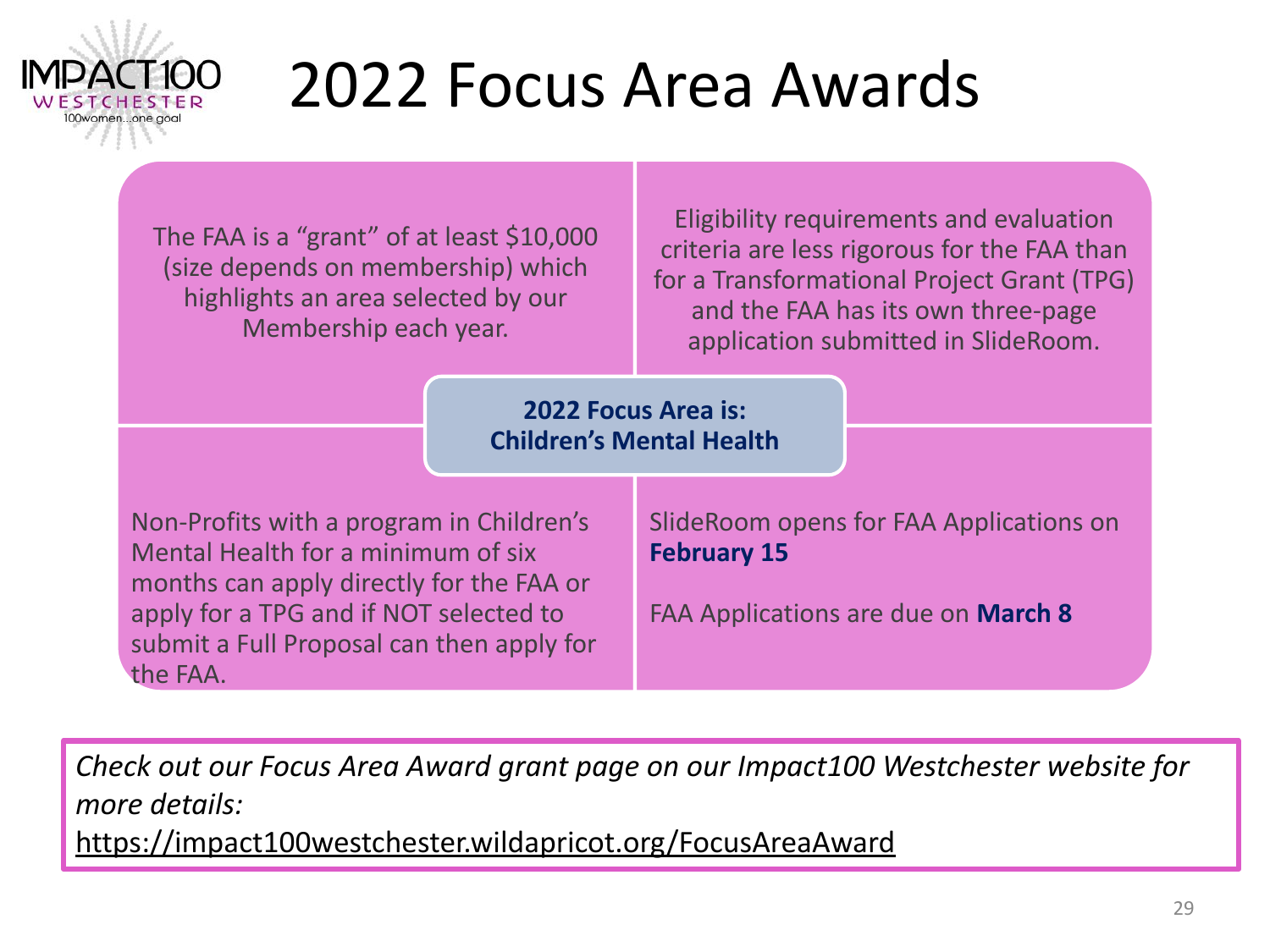# 2022 Focus Area Awards

The FAA is a "grant" of at least $10,000 (size depends on membership) which highlights an area selected by our Membership each year.

Eligibility requirements and evaluation criteria are less rigorous for the FAA than for a Transformational Project Grant (TPG) and the FAA has its own three-page application submitted in SlideRoom.

**2022 Focus Area is:**
**Children's Mental Health**

Non-Profits with a program in Children's Mental Health for a minimum of six months can apply directly for the FAA or apply for a TPG and if NOT selected to submit a Full Proposal can then apply for the FAA.

SlideRoom opens for FAA Applications on **February 15**

FAA Applications are due on **March 8**

*Check out our Focus Area Award grant page on our Impact100 Westchester website for more details:*
https://impact100westchester.wildapricot.org/FocusAreaAward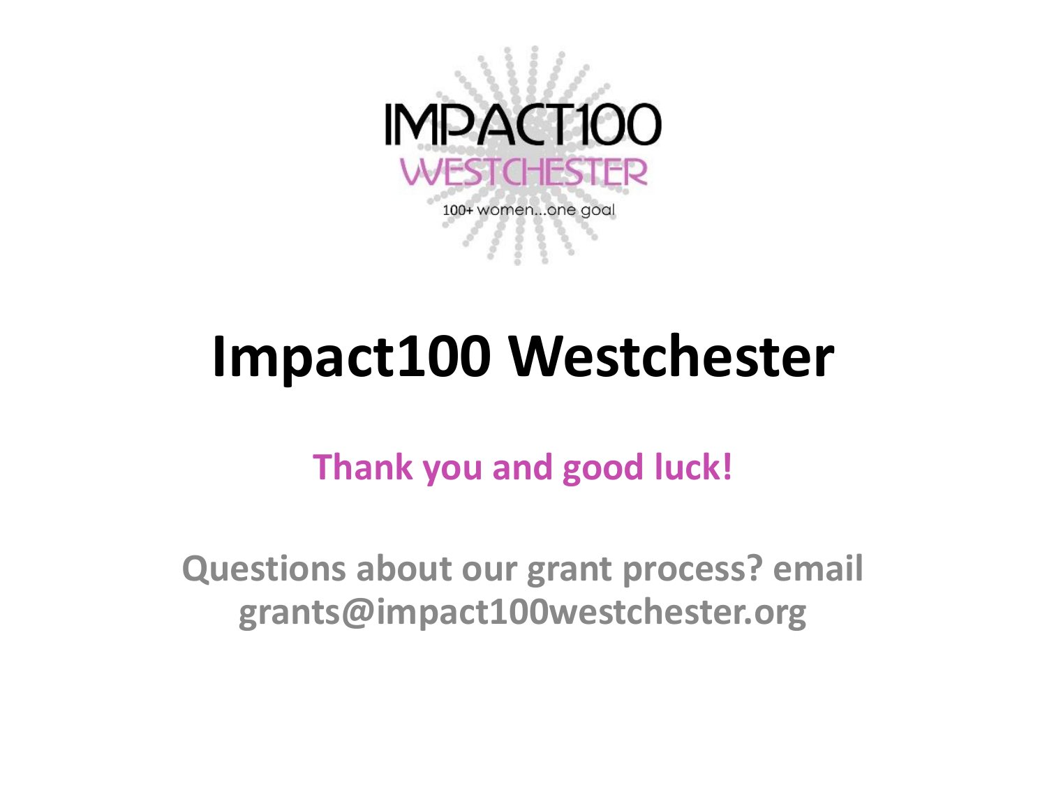IMPACT100
WESTCHESTER
100+ women...one goal

# Impact100 Westchester

**Thank you and good luck!**

**Questions about our grant process? email grants@impact100westchester.org**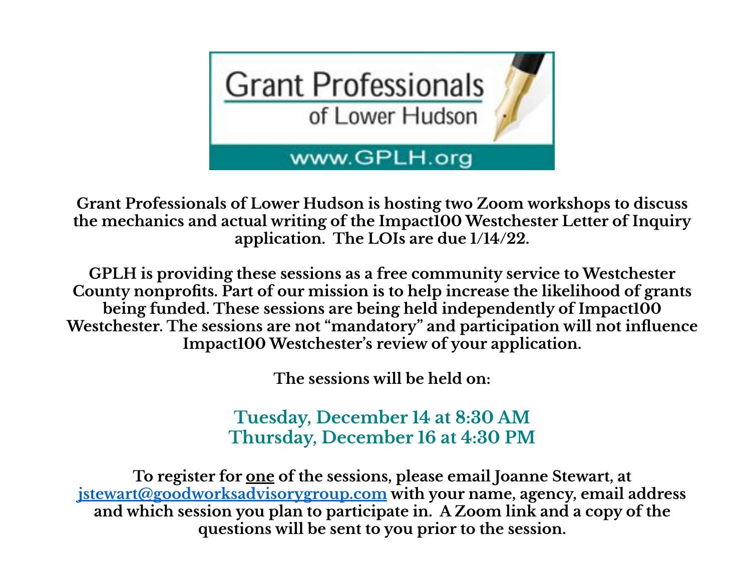Grant Professionals of Lower Hudson

www.GPLH.org

**Grant Professionals of Lower Hudson is hosting two Zoom workshops to discuss the mechanics and actual writing of the Impact100 Westchester Letter of Inquiry application. The LOIs are due 1/14/22.**

**GPLH is providing these sessions as a free community service to Westchester County nonprofits. Part of our mission is to help increase the likelihood of grants being funded. These sessions are being held independently of Impact100 Westchester. The sessions are not "mandatory" and participation will not influence Impact100 Westchester's review of your application.**

**The sessions will be held on:**

**Tuesday, December 14 at 8:30 AM**
**Thursday, December 16 at 4:30 PM**

**To register for one of the sessions, please email Joanne Stewart, at jstewart@goodworksadvisorygroup.com with your name, agency, email address and which session you plan to participate in. A Zoom link and a copy of the questions will be sent to you prior to the session.**